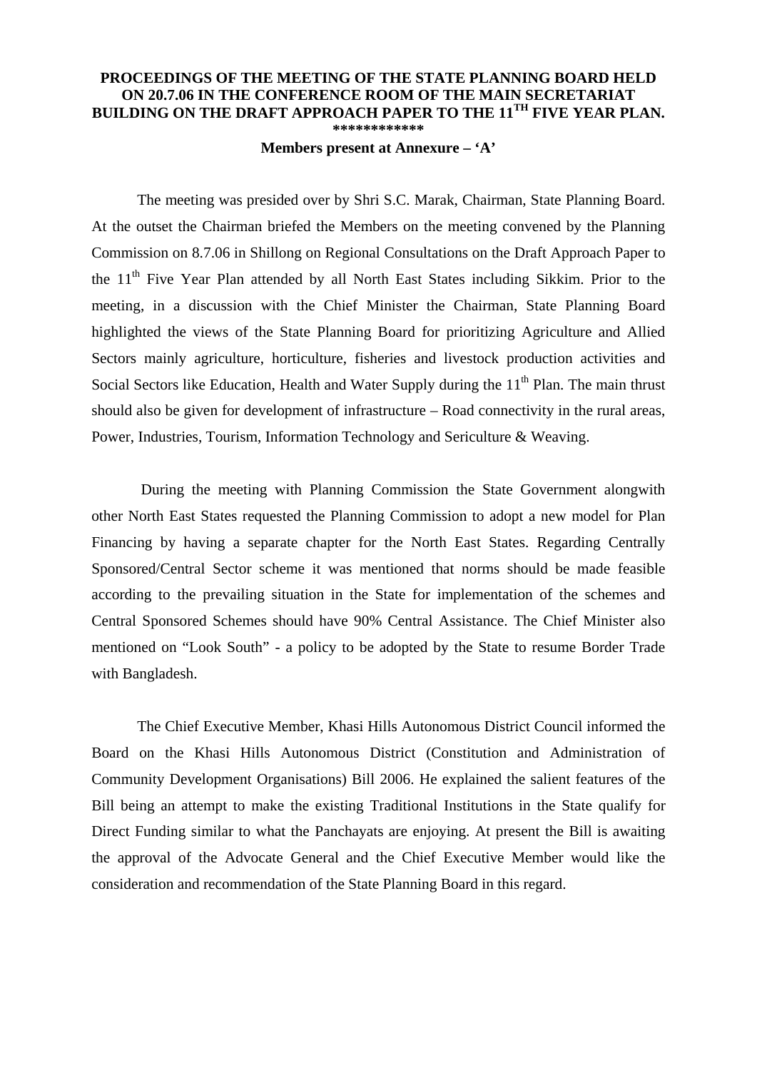**PROCEEDINGS OF THE MEETING OF THE STATE PLANNING BOARD HELD ON 20.7.06 IN THE CONFERENCE ROOM OF THE MAIN SECRETARIAT BUILDING ON THE DRAFT APPROACH PAPER TO THE 11$^{TH}$ FIVE YEAR PLAN.**

************

**Members present at Annexure – 'A'**

The meeting was presided over by Shri S.C. Marak, Chairman, State Planning Board. At the outset the Chairman briefed the Members on the meeting convened by the Planning Commission on 8.7.06 in Shillong on Regional Consultations on the Draft Approach Paper to the 11$^{th}$ Five Year Plan attended by all North East States including Sikkim. Prior to the meeting, in a discussion with the Chief Minister the Chairman, State Planning Board highlighted the views of the State Planning Board for prioritizing Agriculture and Allied Sectors mainly agriculture, horticulture, fisheries and livestock production activities and Social Sectors like Education, Health and Water Supply during the 11$^{th}$ Plan. The main thrust should also be given for development of infrastructure – Road connectivity in the rural areas, Power, Industries, Tourism, Information Technology and Sericulture & Weaving.

During the meeting with Planning Commission the State Government alongwith other North East States requested the Planning Commission to adopt a new model for Plan Financing by having a separate chapter for the North East States. Regarding Centrally Sponsored/Central Sector scheme it was mentioned that norms should be made feasible according to the prevailing situation in the State for implementation of the schemes and Central Sponsored Schemes should have 90% Central Assistance. The Chief Minister also mentioned on "Look South" - a policy to be adopted by the State to resume Border Trade with Bangladesh.

The Chief Executive Member, Khasi Hills Autonomous District Council informed the Board on the Khasi Hills Autonomous District (Constitution and Administration of Community Development Organisations) Bill 2006. He explained the salient features of the Bill being an attempt to make the existing Traditional Institutions in the State qualify for Direct Funding similar to what the Panchayats are enjoying. At present the Bill is awaiting the approval of the Advocate General and the Chief Executive Member would like the consideration and recommendation of the State Planning Board in this regard.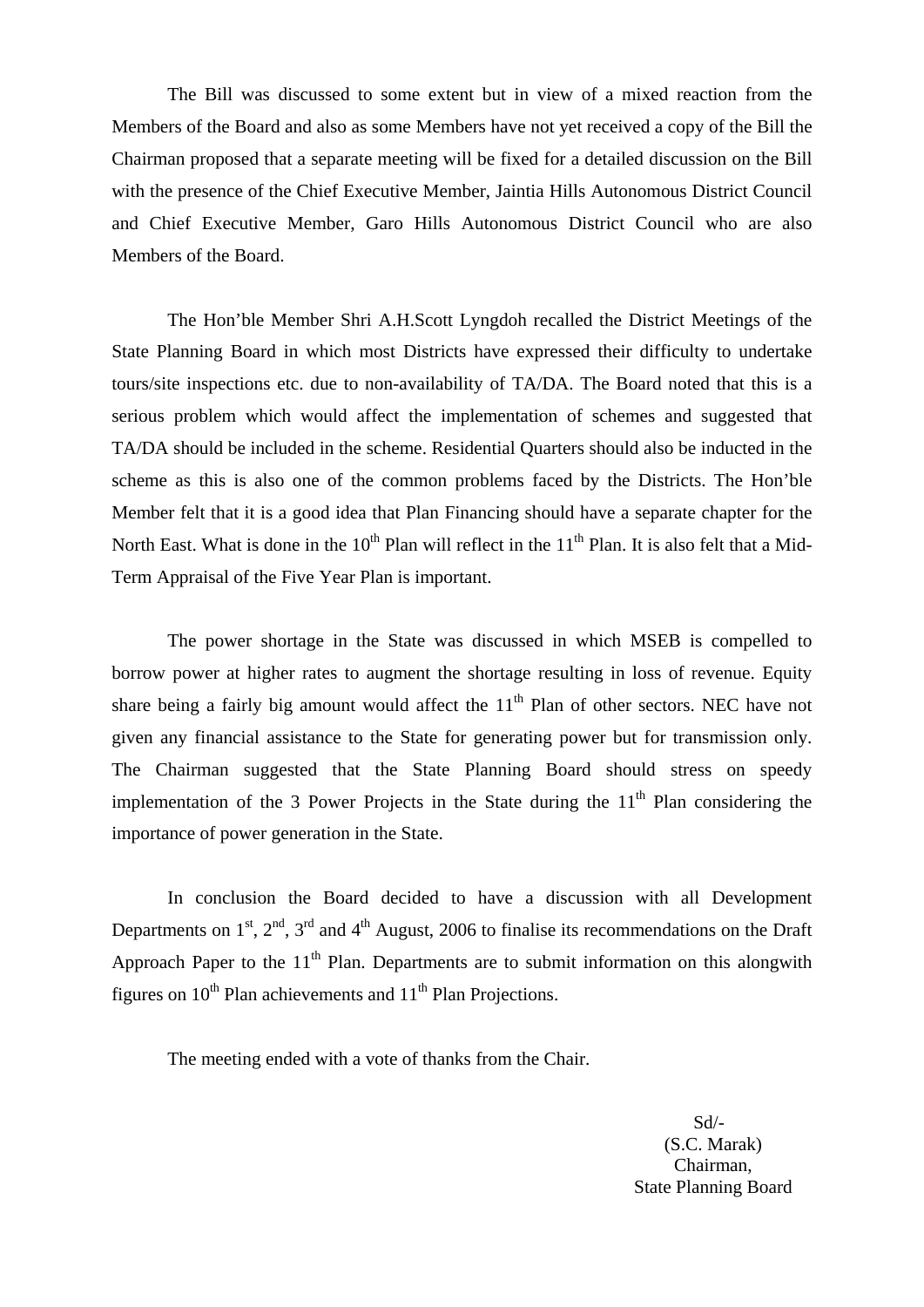The Bill was discussed to some extent but in view of a mixed reaction from the Members of the Board and also as some Members have not yet received a copy of the Bill the Chairman proposed that a separate meeting will be fixed for a detailed discussion on the Bill with the presence of the Chief Executive Member, Jaintia Hills Autonomous District Council and Chief Executive Member, Garo Hills Autonomous District Council who are also Members of the Board.

The Hon'ble Member Shri A.H.Scott Lyngdoh recalled the District Meetings of the State Planning Board in which most Districts have expressed their difficulty to undertake tours/site inspections etc. due to non-availability of TA/DA. The Board noted that this is a serious problem which would affect the implementation of schemes and suggested that TA/DA should be included in the scheme. Residential Quarters should also be inducted in the scheme as this is also one of the common problems faced by the Districts. The Hon'ble Member felt that it is a good idea that Plan Financing should have a separate chapter for the North East. What is done in the 10th Plan will reflect in the 11th Plan. It is also felt that a Mid-Term Appraisal of the Five Year Plan is important.

The power shortage in the State was discussed in which MSEB is compelled to borrow power at higher rates to augment the shortage resulting in loss of revenue. Equity share being a fairly big amount would affect the 11th Plan of other sectors. NEC have not given any financial assistance to the State for generating power but for transmission only. The Chairman suggested that the State Planning Board should stress on speedy implementation of the 3 Power Projects in the State during the 11th Plan considering the importance of power generation in the State.

In conclusion the Board decided to have a discussion with all Development Departments on 1st, 2nd, 3rd and 4th August, 2006 to finalise its recommendations on the Draft Approach Paper to the 11th Plan. Departments are to submit information on this alongwith figures on 10th Plan achievements and 11th Plan Projections.

The meeting ended with a vote of thanks from the Chair.

Sd/-
(S.C. Marak)
Chairman,
State Planning Board